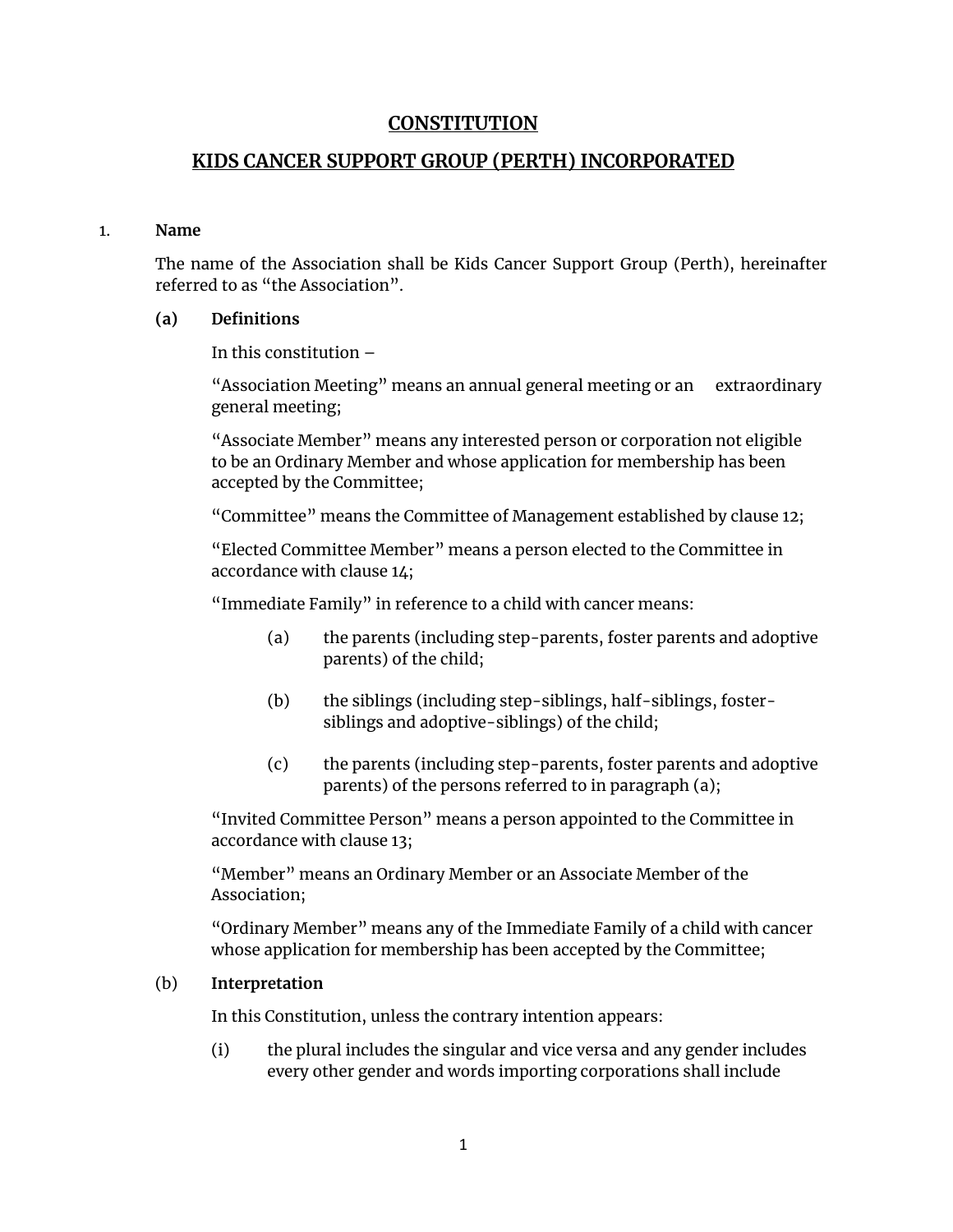# CONSTITUTION

# KIDS CANCER SUPPORT GROUP (PERTH) INCORPORATED

1. **Name**

   The name of the Association shall be Kids Cancer Support Group (Perth), hereinafter referred to as "the Association".

   **(a) Definitions**

   In this constitution –

   "Association Meeting" means an annual general meeting or an extraordinary general meeting;

   "Associate Member" means any interested person or corporation not eligible to be an Ordinary Member and whose application for membership has been accepted by the Committee;

   "Committee" means the Committee of Management established by clause 12;

   "Elected Committee Member" means a person elected to the Committee in accordance with clause 14;

   "Immediate Family" in reference to a child with cancer means:

   (a) the parents (including step-parents, foster parents and adoptive parents) of the child;

   (b) the siblings (including step-siblings, half-siblings, foster-siblings and adoptive-siblings) of the child;

   (c) the parents (including step-parents, foster parents and adoptive parents) of the persons referred to in paragraph (a);

   "Invited Committee Person" means a person appointed to the Committee in accordance with clause 13;

   "Member" means an Ordinary Member or an Associate Member of the Association;

   "Ordinary Member" means any of the Immediate Family of a child with cancer whose application for membership has been accepted by the Committee;

   (b) **Interpretation**

   In this Constitution, unless the contrary intention appears:

   (i) the plural includes the singular and vice versa and any gender includes every other gender and words importing corporations shall include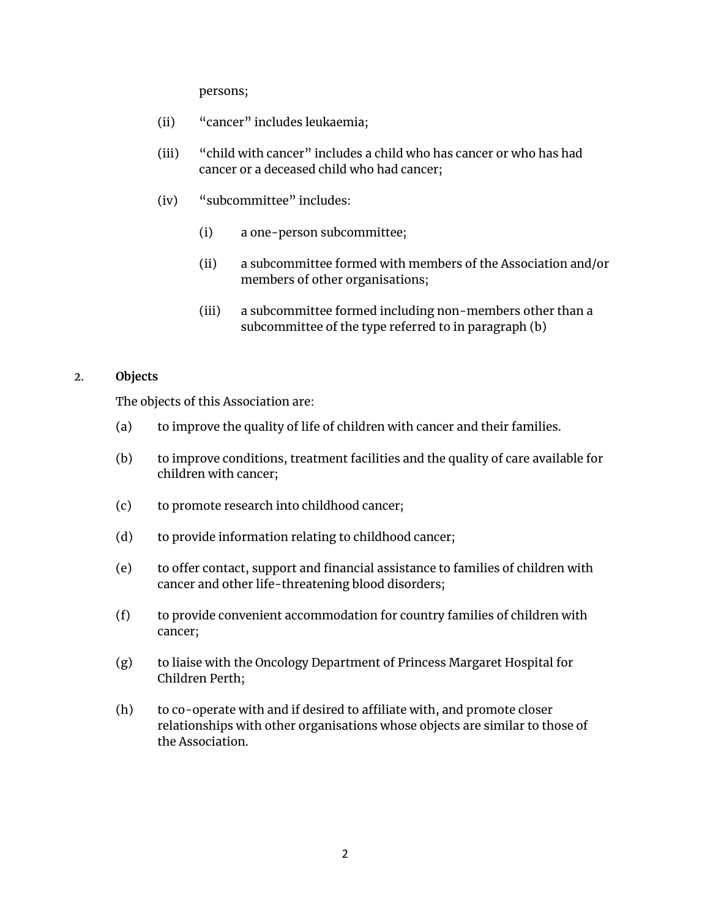persons;

(ii) "cancer" includes leukaemia;

(iii) "child with cancer" includes a child who has cancer or who has had cancer or a deceased child who had cancer;

(iv) "subcommittee" includes:

   (i) a one-person subcommittee;

   (ii) a subcommittee formed with members of the Association and/or members of other organisations;

   (iii) a subcommittee formed including non-members other than a subcommittee of the type referred to in paragraph (b)

## 2. Objects

The objects of this Association are:

(a) to improve the quality of life of children with cancer and their families.

(b) to improve conditions, treatment facilities and the quality of care available for children with cancer;

(c) to promote research into childhood cancer;

(d) to provide information relating to childhood cancer;

(e) to offer contact, support and financial assistance to families of children with cancer and other life-threatening blood disorders;

(f) to provide convenient accommodation for country families of children with cancer;

(g) to liaise with the Oncology Department of Princess Margaret Hospital for Children Perth;

(h) to co-operate with and if desired to affiliate with, and promote closer relationships with other organisations whose objects are similar to those of the Association.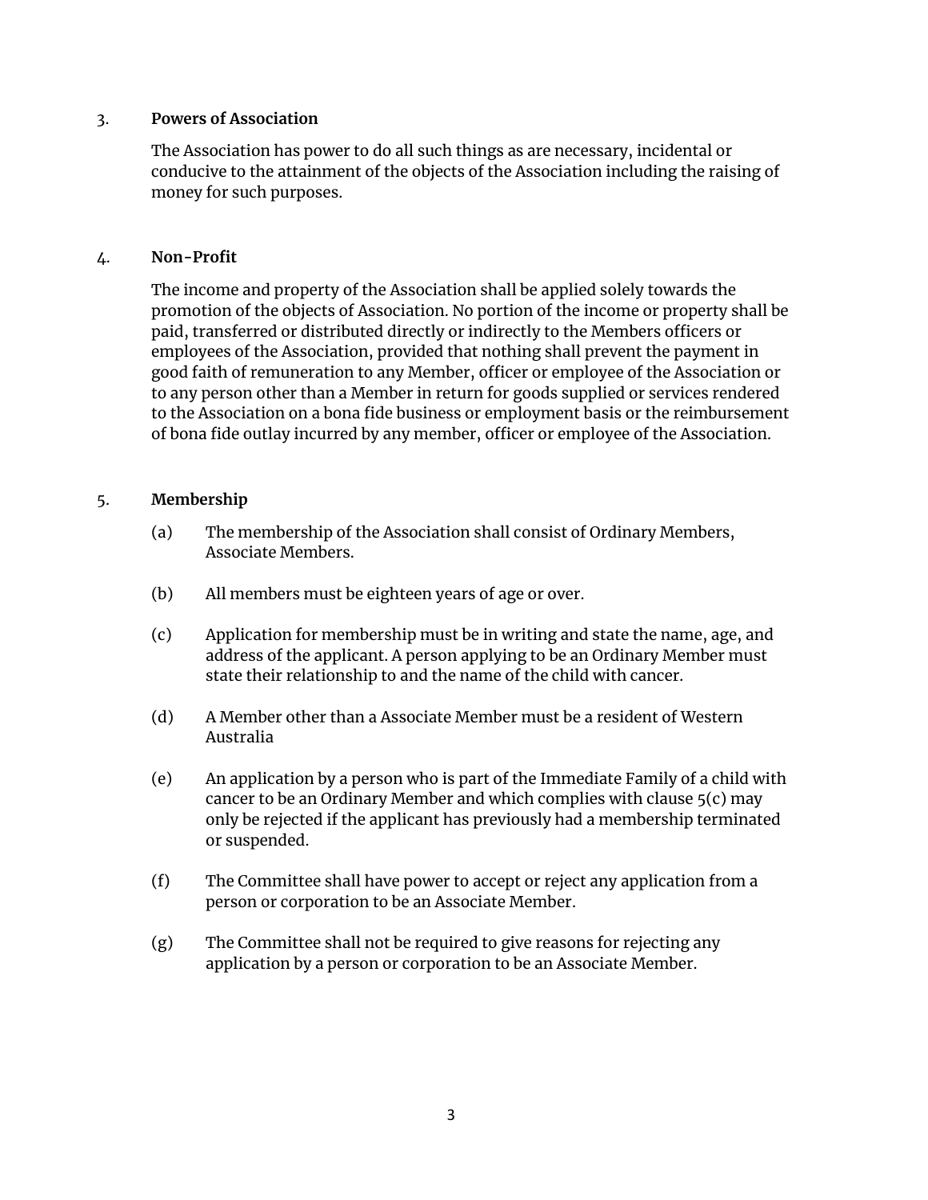## 3. Powers of Association

The Association has power to do all such things as are necessary, incidental or conducive to the attainment of the objects of the Association including the raising of money for such purposes.

## 4. Non-Profit

The income and property of the Association shall be applied solely towards the promotion of the objects of Association. No portion of the income or property shall be paid, transferred or distributed directly or indirectly to the Members officers or employees of the Association, provided that nothing shall prevent the payment in good faith of remuneration to any Member, officer or employee of the Association or to any person other than a Member in return for goods supplied or services rendered to the Association on a bona fide business or employment basis or the reimbursement of bona fide outlay incurred by any member, officer or employee of the Association.

## 5. Membership

(a) The membership of the Association shall consist of Ordinary Members, Associate Members.

(b) All members must be eighteen years of age or over.

(c) Application for membership must be in writing and state the name, age, and address of the applicant. A person applying to be an Ordinary Member must state their relationship to and the name of the child with cancer.

(d) A Member other than a Associate Member must be a resident of Western Australia

(e) An application by a person who is part of the Immediate Family of a child with cancer to be an Ordinary Member and which complies with clause 5(c) may only be rejected if the applicant has previously had a membership terminated or suspended.

(f) The Committee shall have power to accept or reject any application from a person or corporation to be an Associate Member.

(g) The Committee shall not be required to give reasons for rejecting any application by a person or corporation to be an Associate Member.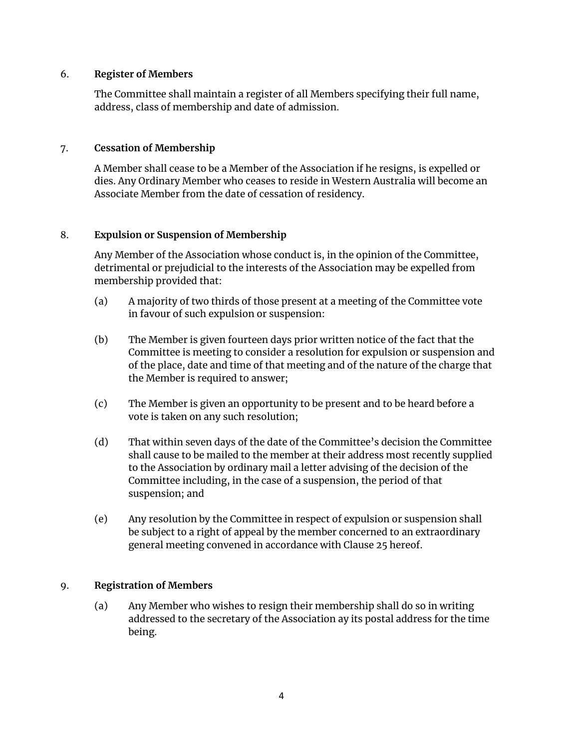6. **Register of Members**

The Committee shall maintain a register of all Members specifying their full name, address, class of membership and date of admission.

7. **Cessation of Membership**

A Member shall cease to be a Member of the Association if he resigns, is expelled or dies. Any Ordinary Member who ceases to reside in Western Australia will become an Associate Member from the date of cessation of residency.

8. **Expulsion or Suspension of Membership**

Any Member of the Association whose conduct is, in the opinion of the Committee, detrimental or prejudicial to the interests of the Association may be expelled from membership provided that:

(a) A majority of two thirds of those present at a meeting of the Committee vote in favour of such expulsion or suspension:

(b) The Member is given fourteen days prior written notice of the fact that the Committee is meeting to consider a resolution for expulsion or suspension and of the place, date and time of that meeting and of the nature of the charge that the Member is required to answer;

(c) The Member is given an opportunity to be present and to be heard before a vote is taken on any such resolution;

(d) That within seven days of the date of the Committee's decision the Committee shall cause to be mailed to the member at their address most recently supplied to the Association by ordinary mail a letter advising of the decision of the Committee including, in the case of a suspension, the period of that suspension; and

(e) Any resolution by the Committee in respect of expulsion or suspension shall be subject to a right of appeal by the member concerned to an extraordinary general meeting convened in accordance with Clause 25 hereof.

9. **Registration of Members**

(a) Any Member who wishes to resign their membership shall do so in writing addressed to the secretary of the Association ay its postal address for the time being.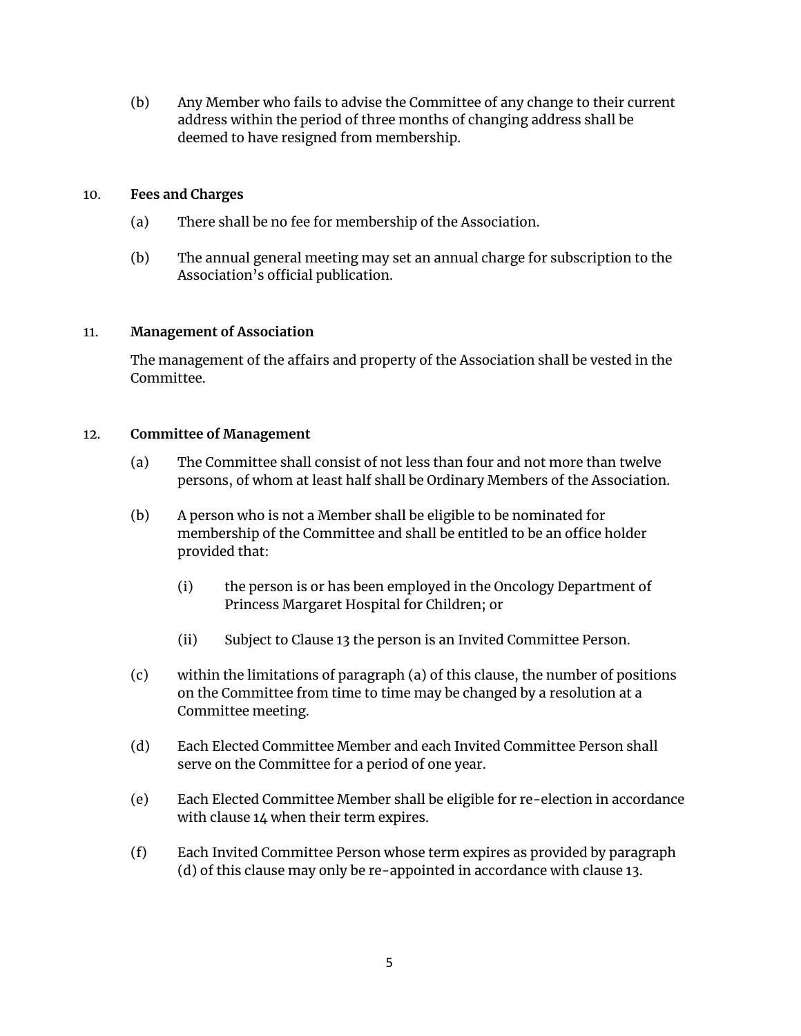(b) Any Member who fails to advise the Committee of any change to their current address within the period of three months of changing address shall be deemed to have resigned from membership.

## 10. Fees and Charges

(a) There shall be no fee for membership of the Association.

(b) The annual general meeting may set an annual charge for subscription to the Association's official publication.

## 11. Management of Association

The management of the affairs and property of the Association shall be vested in the Committee.

## 12. Committee of Management

(a) The Committee shall consist of not less than four and not more than twelve persons, of whom at least half shall be Ordinary Members of the Association.

(b) A person who is not a Member shall be eligible to be nominated for membership of the Committee and shall be entitled to be an office holder provided that:

   (i) the person is or has been employed in the Oncology Department of Princess Margaret Hospital for Children; or

   (ii) Subject to Clause 13 the person is an Invited Committee Person.

(c) within the limitations of paragraph (a) of this clause, the number of positions on the Committee from time to time may be changed by a resolution at a Committee meeting.

(d) Each Elected Committee Member and each Invited Committee Person shall serve on the Committee for a period of one year.

(e) Each Elected Committee Member shall be eligible for re-election in accordance with clause 14 when their term expires.

(f) Each Invited Committee Person whose term expires as provided by paragraph (d) of this clause may only be re-appointed in accordance with clause 13.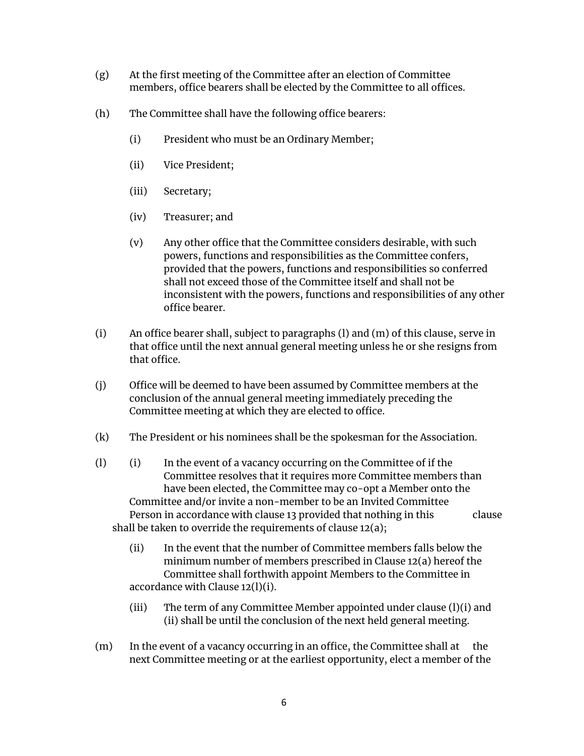(g) At the first meeting of the Committee after an election of Committee members, office bearers shall be elected by the Committee to all offices.

(h) The Committee shall have the following office bearers:

  (i) President who must be an Ordinary Member;

  (ii) Vice President;

  (iii) Secretary;

  (iv) Treasurer; and

  (v) Any other office that the Committee considers desirable, with such powers, functions and responsibilities as the Committee confers, provided that the powers, functions and responsibilities so conferred shall not exceed those of the Committee itself and shall not be inconsistent with the powers, functions and responsibilities of any other office bearer.

(i) An office bearer shall, subject to paragraphs (l) and (m) of this clause, serve in that office until the next annual general meeting unless he or she resigns from that office.

(j) Office will be deemed to have been assumed by Committee members at the conclusion of the annual general meeting immediately preceding the Committee meeting at which they are elected to office.

(k) The President or his nominees shall be the spokesman for the Association.

(l) (i) In the event of a vacancy occurring on the Committee of if the Committee resolves that it requires more Committee members than have been elected, the Committee may co-opt a Member onto the Committee and/or invite a non-member to be an Invited Committee Person in accordance with clause 13 provided that nothing in this clause shall be taken to override the requirements of clause 12(a);

  (ii) In the event that the number of Committee members falls below the minimum number of members prescribed in Clause 12(a) hereof the Committee shall forthwith appoint Members to the Committee in accordance with Clause 12(l)(i).

  (iii) The term of any Committee Member appointed under clause (l)(i) and (ii) shall be until the conclusion of the next held general meeting.

(m) In the event of a vacancy occurring in an office, the Committee shall at the next Committee meeting or at the earliest opportunity, elect a member of the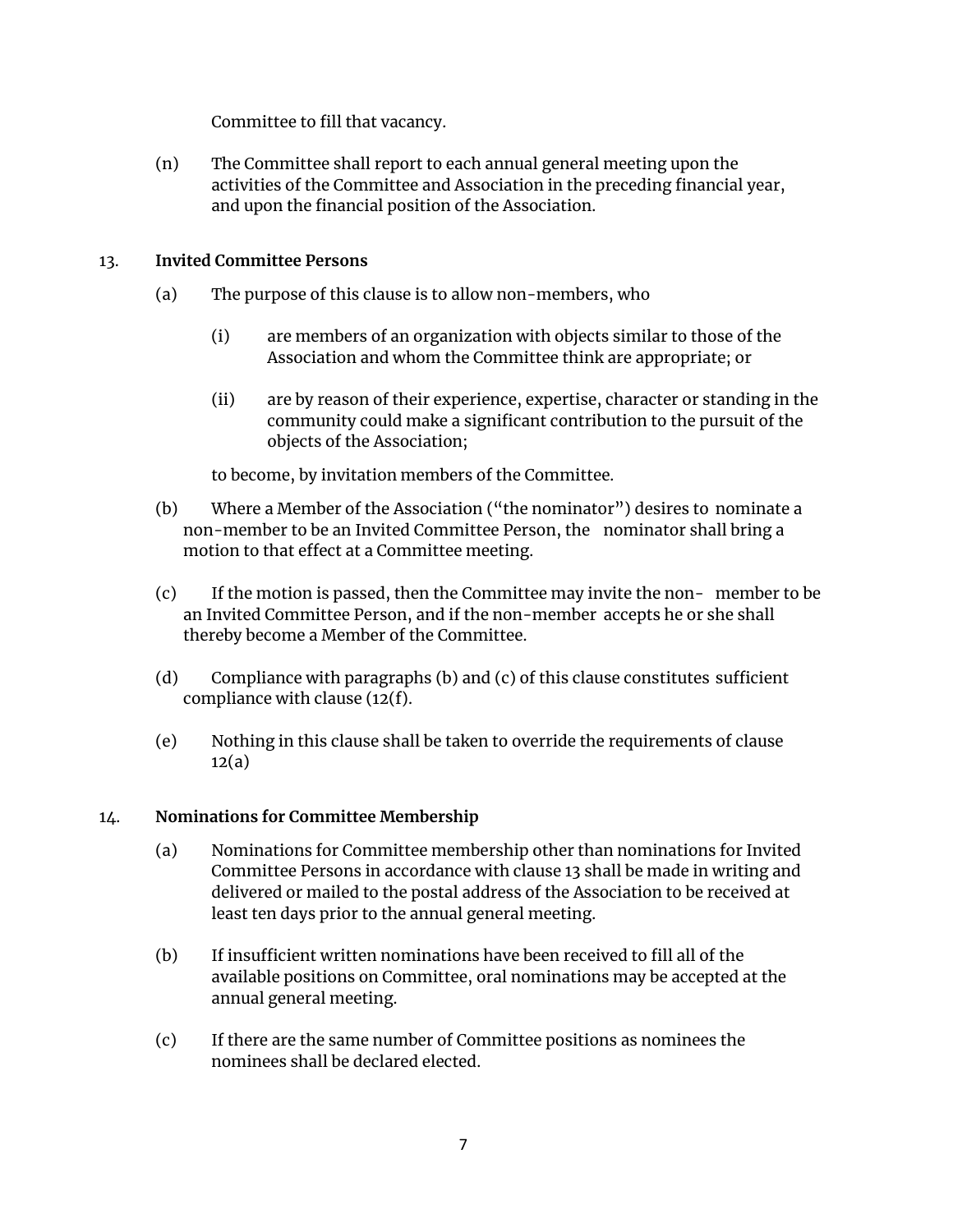Committee to fill that vacancy.

(n) The Committee shall report to each annual general meeting upon the activities of the Committee and Association in the preceding financial year, and upon the financial position of the Association.

13. **Invited Committee Persons**

(a) The purpose of this clause is to allow non-members, who

(i) are members of an organization with objects similar to those of the Association and whom the Committee think are appropriate; or

(ii) are by reason of their experience, expertise, character or standing in the community could make a significant contribution to the pursuit of the objects of the Association;

to become, by invitation members of the Committee.

(b) Where a Member of the Association ("the nominator") desires to nominate a non-member to be an Invited Committee Person, the nominator shall bring a motion to that effect at a Committee meeting.

(c) If the motion is passed, then the Committee may invite the non- member to be an Invited Committee Person, and if the non-member accepts he or she shall thereby become a Member of the Committee.

(d) Compliance with paragraphs (b) and (c) of this clause constitutes sufficient compliance with clause (12(f).

(e) Nothing in this clause shall be taken to override the requirements of clause 12(a)

14. **Nominations for Committee Membership**

(a) Nominations for Committee membership other than nominations for Invited Committee Persons in accordance with clause 13 shall be made in writing and delivered or mailed to the postal address of the Association to be received at least ten days prior to the annual general meeting.

(b) If insufficient written nominations have been received to fill all of the available positions on Committee, oral nominations may be accepted at the annual general meeting.

(c) If there are the same number of Committee positions as nominees the nominees shall be declared elected.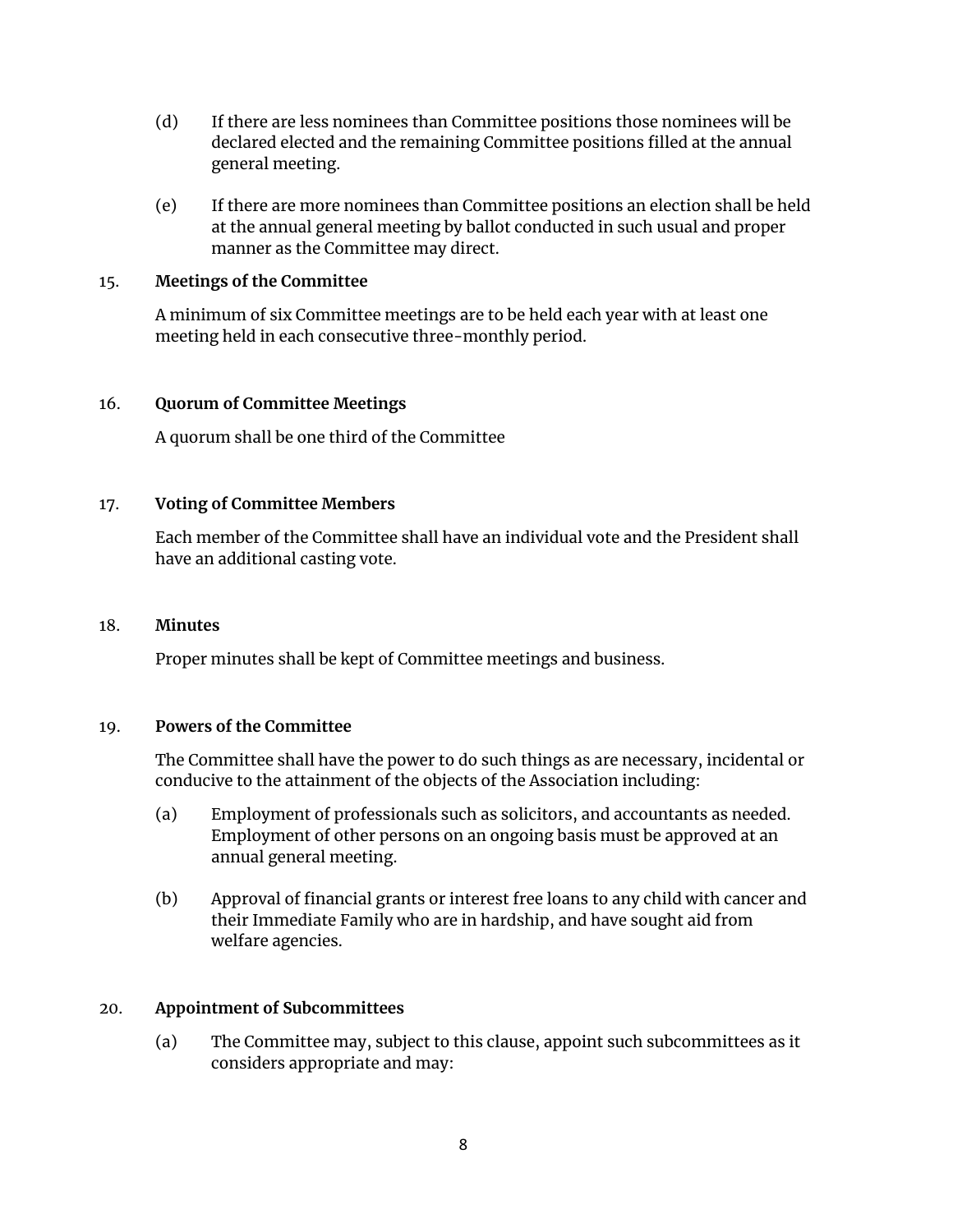(d) If there are less nominees than Committee positions those nominees will be declared elected and the remaining Committee positions filled at the annual general meeting.

(e) If there are more nominees than Committee positions an election shall be held at the annual general meeting by ballot conducted in such usual and proper manner as the Committee may direct.

## 15. Meetings of the Committee

A minimum of six Committee meetings are to be held each year with at least one meeting held in each consecutive three-monthly period.

## 16. Quorum of Committee Meetings

A quorum shall be one third of the Committee

## 17. Voting of Committee Members

Each member of the Committee shall have an individual vote and the President shall have an additional casting vote.

## 18. Minutes

Proper minutes shall be kept of Committee meetings and business.

## 19. Powers of the Committee

The Committee shall have the power to do such things as are necessary, incidental or conducive to the attainment of the objects of the Association including:

(a) Employment of professionals such as solicitors, and accountants as needed. Employment of other persons on an ongoing basis must be approved at an annual general meeting.

(b) Approval of financial grants or interest free loans to any child with cancer and their Immediate Family who are in hardship, and have sought aid from welfare agencies.

## 20. Appointment of Subcommittees

(a) The Committee may, subject to this clause, appoint such subcommittees as it considers appropriate and may: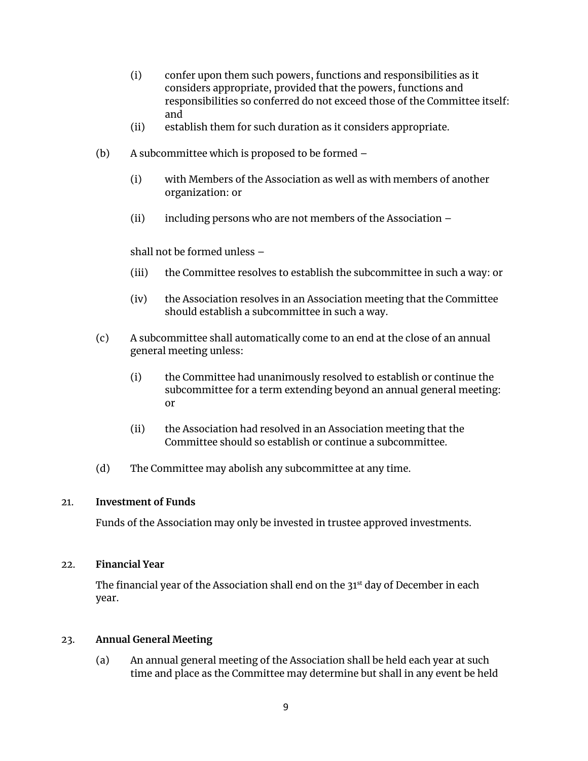(i) confer upon them such powers, functions and responsibilities as it considers appropriate, provided that the powers, functions and responsibilities so conferred do not exceed those of the Committee itself: and

(ii) establish them for such duration as it considers appropriate.

(b) A subcommittee which is proposed to be formed –

(i) with Members of the Association as well as with members of another organization: or

(ii) including persons who are not members of the Association –

shall not be formed unless –

(iii) the Committee resolves to establish the subcommittee in such a way: or

(iv) the Association resolves in an Association meeting that the Committee should establish a subcommittee in such a way.

(c) A subcommittee shall automatically come to an end at the close of an annual general meeting unless:

(i) the Committee had unanimously resolved to establish or continue the subcommittee for a term extending beyond an annual general meeting: or

(ii) the Association had resolved in an Association meeting that the Committee should so establish or continue a subcommittee.

(d) The Committee may abolish any subcommittee at any time.

21. **Investment of Funds**

Funds of the Association may only be invested in trustee approved investments.

22. **Financial Year**

The financial year of the Association shall end on the 31st day of December in each year.

23. **Annual General Meeting**

(a) An annual general meeting of the Association shall be held each year at such time and place as the Committee may determine but shall in any event be held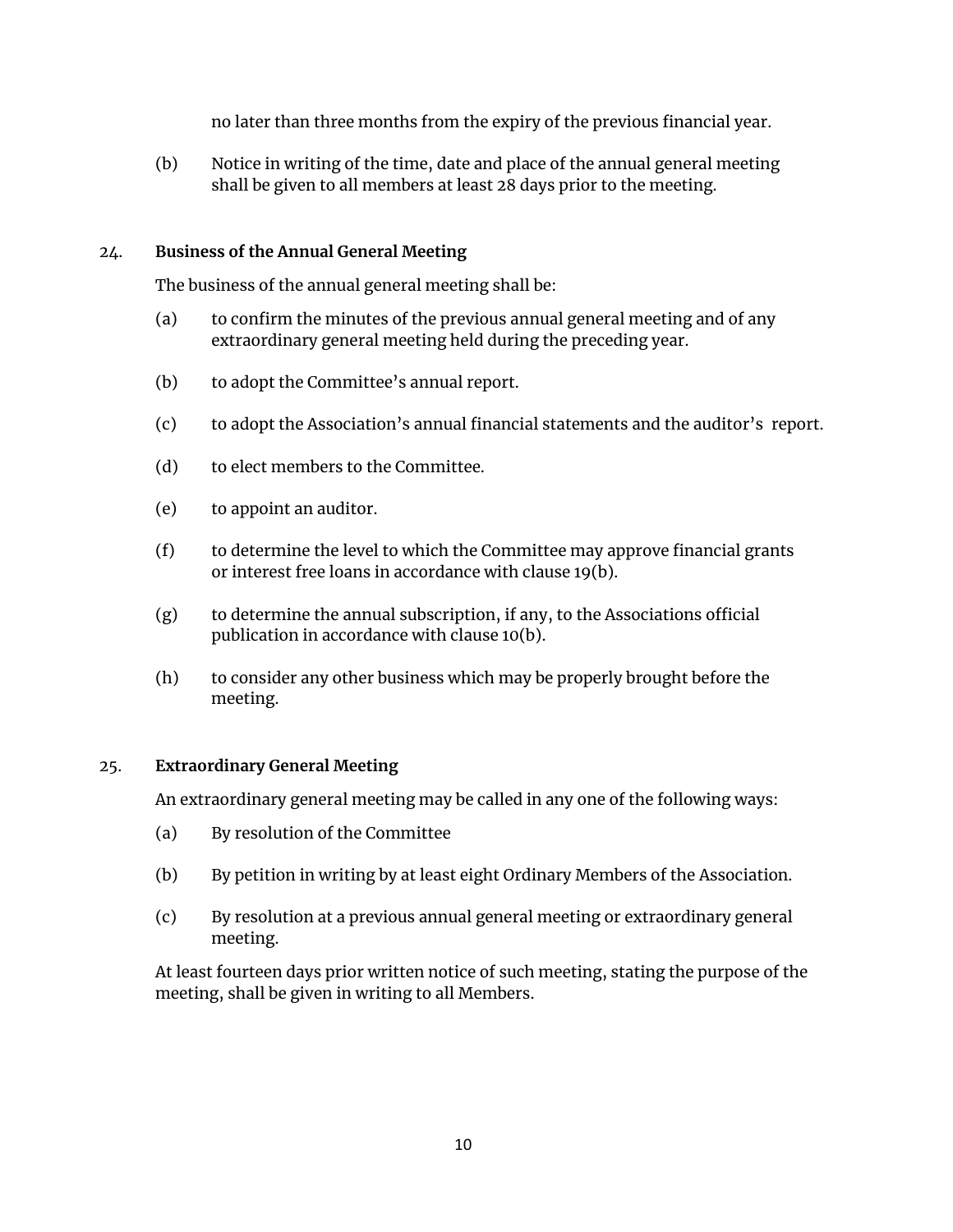no later than three months from the expiry of the previous financial year.

(b) Notice in writing of the time, date and place of the annual general meeting shall be given to all members at least 28 days prior to the meeting.

24. **Business of the Annual General Meeting**

The business of the annual general meeting shall be:

(a) to confirm the minutes of the previous annual general meeting and of any extraordinary general meeting held during the preceding year.

(b) to adopt the Committee's annual report.

(c) to adopt the Association's annual financial statements and the auditor's report.

(d) to elect members to the Committee.

(e) to appoint an auditor.

(f) to determine the level to which the Committee may approve financial grants or interest free loans in accordance with clause 19(b).

(g) to determine the annual subscription, if any, to the Associations official publication in accordance with clause 10(b).

(h) to consider any other business which may be properly brought before the meeting.

25. **Extraordinary General Meeting**

An extraordinary general meeting may be called in any one of the following ways:

(a) By resolution of the Committee

(b) By petition in writing by at least eight Ordinary Members of the Association.

(c) By resolution at a previous annual general meeting or extraordinary general meeting.

At least fourteen days prior written notice of such meeting, stating the purpose of the meeting, shall be given in writing to all Members.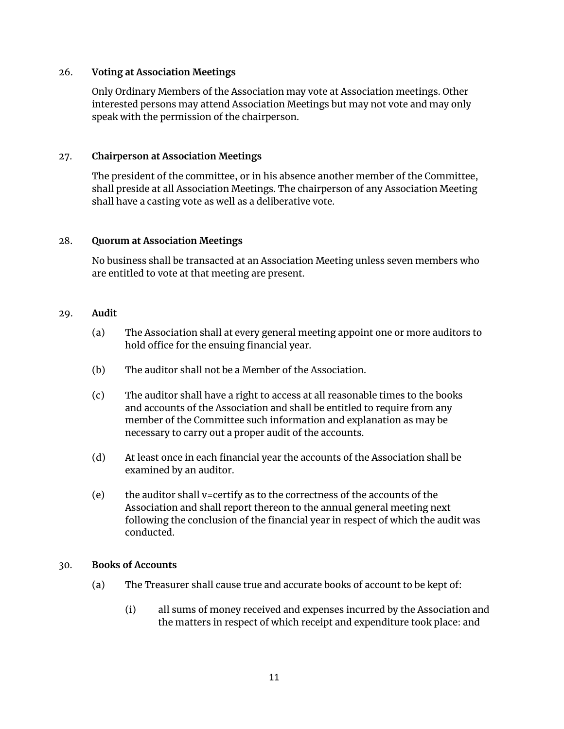26. **Voting at Association Meetings**

Only Ordinary Members of the Association may vote at Association meetings. Other interested persons may attend Association Meetings but may not vote and may only speak with the permission of the chairperson.

27. **Chairperson at Association Meetings**

The president of the committee, or in his absence another member of the Committee, shall preside at all Association Meetings. The chairperson of any Association Meeting shall have a casting vote as well as a deliberative vote.

28. **Quorum at Association Meetings**

No business shall be transacted at an Association Meeting unless seven members who are entitled to vote at that meeting are present.

29. **Audit**

(a) The Association shall at every general meeting appoint one or more auditors to hold office for the ensuing financial year.

(b) The auditor shall not be a Member of the Association.

(c) The auditor shall have a right to access at all reasonable times to the books and accounts of the Association and shall be entitled to require from any member of the Committee such information and explanation as may be necessary to carry out a proper audit of the accounts.

(d) At least once in each financial year the accounts of the Association shall be examined by an auditor.

(e) the auditor shall v=certify as to the correctness of the accounts of the Association and shall report thereon to the annual general meeting next following the conclusion of the financial year in respect of which the audit was conducted.

30. **Books of Accounts**

(a) The Treasurer shall cause true and accurate books of account to be kept of:

(i) all sums of money received and expenses incurred by the Association and the matters in respect of which receipt and expenditure took place: and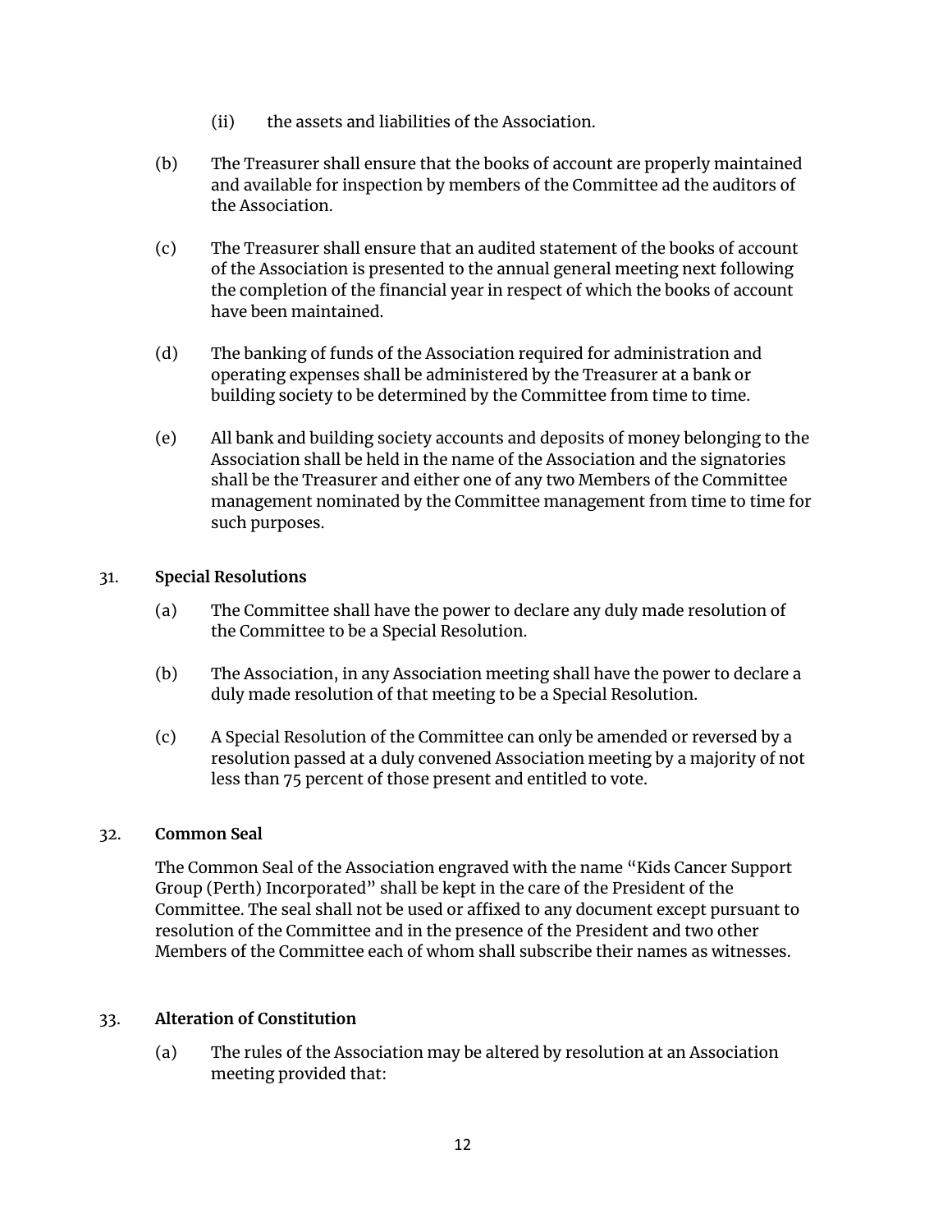(ii) the assets and liabilities of the Association.

(b) The Treasurer shall ensure that the books of account are properly maintained and available for inspection by members of the Committee ad the auditors of the Association.

(c) The Treasurer shall ensure that an audited statement of the books of account of the Association is presented to the annual general meeting next following the completion of the financial year in respect of which the books of account have been maintained.

(d) The banking of funds of the Association required for administration and operating expenses shall be administered by the Treasurer at a bank or building society to be determined by the Committee from time to time.

(e) All bank and building society accounts and deposits of money belonging to the Association shall be held in the name of the Association and the signatories shall be the Treasurer and either one of any two Members of the Committee management nominated by the Committee management from time to time for such purposes.

31. **Special Resolutions**

(a) The Committee shall have the power to declare any duly made resolution of the Committee to be a Special Resolution.

(b) The Association, in any Association meeting shall have the power to declare a duly made resolution of that meeting to be a Special Resolution.

(c) A Special Resolution of the Committee can only be amended or reversed by a resolution passed at a duly convened Association meeting by a majority of not less than 75 percent of those present and entitled to vote.

32. **Common Seal**

The Common Seal of the Association engraved with the name "Kids Cancer Support Group (Perth) Incorporated" shall be kept in the care of the President of the Committee. The seal shall not be used or affixed to any document except pursuant to resolution of the Committee and in the presence of the President and two other Members of the Committee each of whom shall subscribe their names as witnesses.

33. **Alteration of Constitution**

(a) The rules of the Association may be altered by resolution at an Association meeting provided that: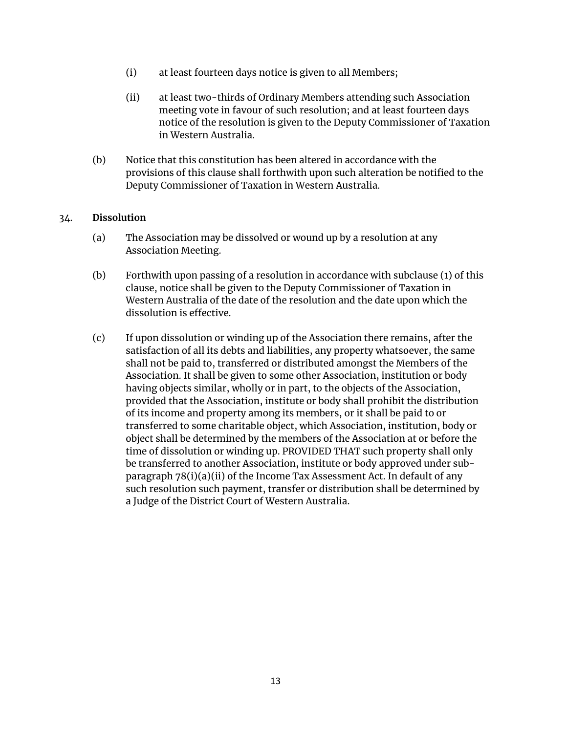(i) at least fourteen days notice is given to all Members;

(ii) at least two-thirds of Ordinary Members attending such Association meeting vote in favour of such resolution; and at least fourteen days notice of the resolution is given to the Deputy Commissioner of Taxation in Western Australia.

(b) Notice that this constitution has been altered in accordance with the provisions of this clause shall forthwith upon such alteration be notified to the Deputy Commissioner of Taxation in Western Australia.

34. **Dissolution**

(a) The Association may be dissolved or wound up by a resolution at any Association Meeting.

(b) Forthwith upon passing of a resolution in accordance with subclause (1) of this clause, notice shall be given to the Deputy Commissioner of Taxation in Western Australia of the date of the resolution and the date upon which the dissolution is effective.

(c) If upon dissolution or winding up of the Association there remains, after the satisfaction of all its debts and liabilities, any property whatsoever, the same shall not be paid to, transferred or distributed amongst the Members of the Association. It shall be given to some other Association, institution or body having objects similar, wholly or in part, to the objects of the Association, provided that the Association, institute or body shall prohibit the distribution of its income and property among its members, or it shall be paid to or transferred to some charitable object, which Association, institution, body or object shall be determined by the members of the Association at or before the time of dissolution or winding up. PROVIDED THAT such property shall only be transferred to another Association, institute or body approved under sub-paragraph 78(i)(a)(ii) of the Income Tax Assessment Act. In default of any such resolution such payment, transfer or distribution shall be determined by a Judge of the District Court of Western Australia.